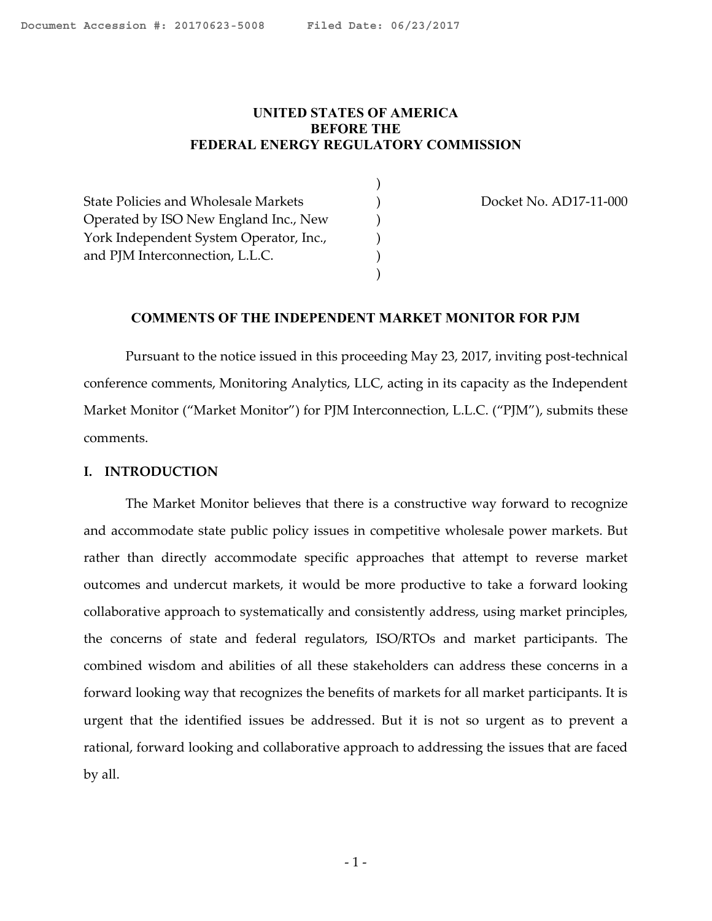Document Accession #: 20170623-5008 Filed Date: 06/23/2017

**UNITED STATES OF AMERICA**
**BEFORE THE**
**FEDERAL ENERGY REGULATORY COMMISSION**

| | | |
|---|---|---|
| State Policies and Wholesale Markets Operated by ISO New England Inc., New York Independent System Operator, Inc., and PJM Interconnection, L.L.C. | ) | Docket No. AD17-11-000 |

**COMMENTS OF THE INDEPENDENT MARKET MONITOR FOR PJM**

Pursuant to the notice issued in this proceeding May 23, 2017, inviting post-technical conference comments, Monitoring Analytics, LLC, acting in its capacity as the Independent Market Monitor ("Market Monitor") for PJM Interconnection, L.L.C. ("PJM"), submits these comments.

## I. INTRODUCTION

The Market Monitor believes that there is a constructive way forward to recognize and accommodate state public policy issues in competitive wholesale power markets. But rather than directly accommodate specific approaches that attempt to reverse market outcomes and undercut markets, it would be more productive to take a forward looking collaborative approach to systematically and consistently address, using market principles, the concerns of state and federal regulators, ISO/RTOs and market participants. The combined wisdom and abilities of all these stakeholders can address these concerns in a forward looking way that recognizes the benefits of markets for all market participants. It is urgent that the identified issues be addressed. But it is not so urgent as to prevent a rational, forward looking and collaborative approach to addressing the issues that are faced by all.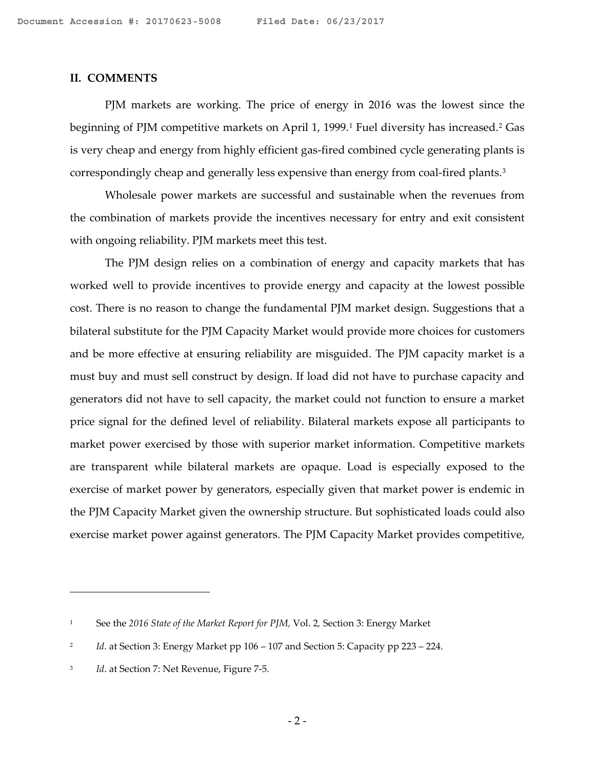## II. COMMENTS

PJM markets are working. The price of energy in 2016 was the lowest since the beginning of PJM competitive markets on April 1, 1999.[1] Fuel diversity has increased.[2] Gas is very cheap and energy from highly efficient gas-fired combined cycle generating plants is correspondingly cheap and generally less expensive than energy from coal-fired plants.[3]

Wholesale power markets are successful and sustainable when the revenues from the combination of markets provide the incentives necessary for entry and exit consistent with ongoing reliability. PJM markets meet this test.

The PJM design relies on a combination of energy and capacity markets that has worked well to provide incentives to provide energy and capacity at the lowest possible cost. There is no reason to change the fundamental PJM market design. Suggestions that a bilateral substitute for the PJM Capacity Market would provide more choices for customers and be more effective at ensuring reliability are misguided. The PJM capacity market is a must buy and must sell construct by design. If load did not have to purchase capacity and generators did not have to sell capacity, the market could not function to ensure a market price signal for the defined level of reliability. Bilateral markets expose all participants to market power exercised by those with superior market information. Competitive markets are transparent while bilateral markets are opaque. Load is especially exposed to the exercise of market power by generators, especially given that market power is endemic in the PJM Capacity Market given the ownership structure. But sophisticated loads could also exercise market power against generators. The PJM Capacity Market provides competitive,

---

[1] See the *2016 State of the Market Report for PJM,* Vol. 2, Section 3: Energy Market

[2] *Id*. at Section 3: Energy Market pp 106 – 107 and Section 5: Capacity pp 223 – 224.

[3] *Id*. at Section 7: Net Revenue, Figure 7-5.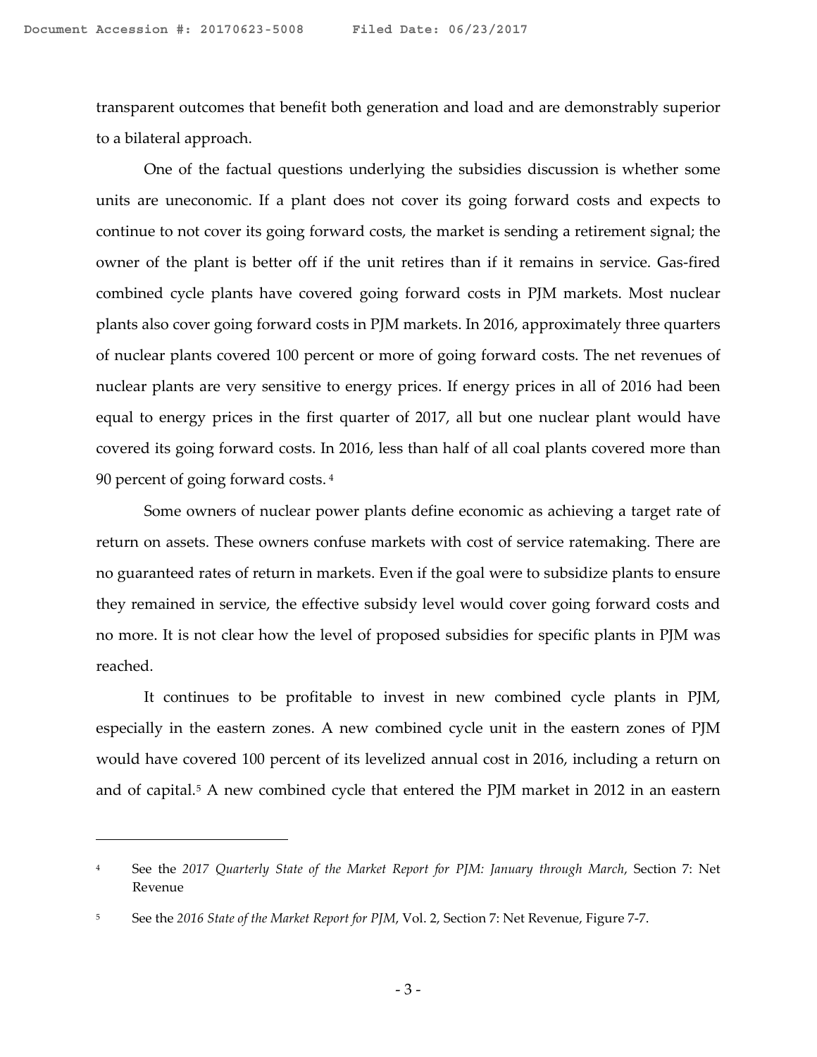transparent outcomes that benefit both generation and load and are demonstrably superior to a bilateral approach.

One of the factual questions underlying the subsidies discussion is whether some units are uneconomic. If a plant does not cover its going forward costs and expects to continue to not cover its going forward costs, the market is sending a retirement signal; the owner of the plant is better off if the unit retires than if it remains in service. Gas-fired combined cycle plants have covered going forward costs in PJM markets. Most nuclear plants also cover going forward costs in PJM markets. In 2016, approximately three quarters of nuclear plants covered 100 percent or more of going forward costs. The net revenues of nuclear plants are very sensitive to energy prices. If energy prices in all of 2016 had been equal to energy prices in the first quarter of 2017, all but one nuclear plant would have covered its going forward costs. In 2016, less than half of all coal plants covered more than 90 percent of going forward costs.[4]

Some owners of nuclear power plants define economic as achieving a target rate of return on assets. These owners confuse markets with cost of service ratemaking. There are no guaranteed rates of return in markets. Even if the goal were to subsidize plants to ensure they remained in service, the effective subsidy level would cover going forward costs and no more. It is not clear how the level of proposed subsidies for specific plants in PJM was reached.

It continues to be profitable to invest in new combined cycle plants in PJM, especially in the eastern zones. A new combined cycle unit in the eastern zones of PJM would have covered 100 percent of its levelized annual cost in 2016, including a return on and of capital.[5] A new combined cycle that entered the PJM market in 2012 in an eastern

---

[4] See the *2017 Quarterly State of the Market Report for PJM: January through March*, Section 7: Net Revenue

[5] See the *2016 State of the Market Report for PJM*, Vol. 2, Section 7: Net Revenue, Figure 7-7.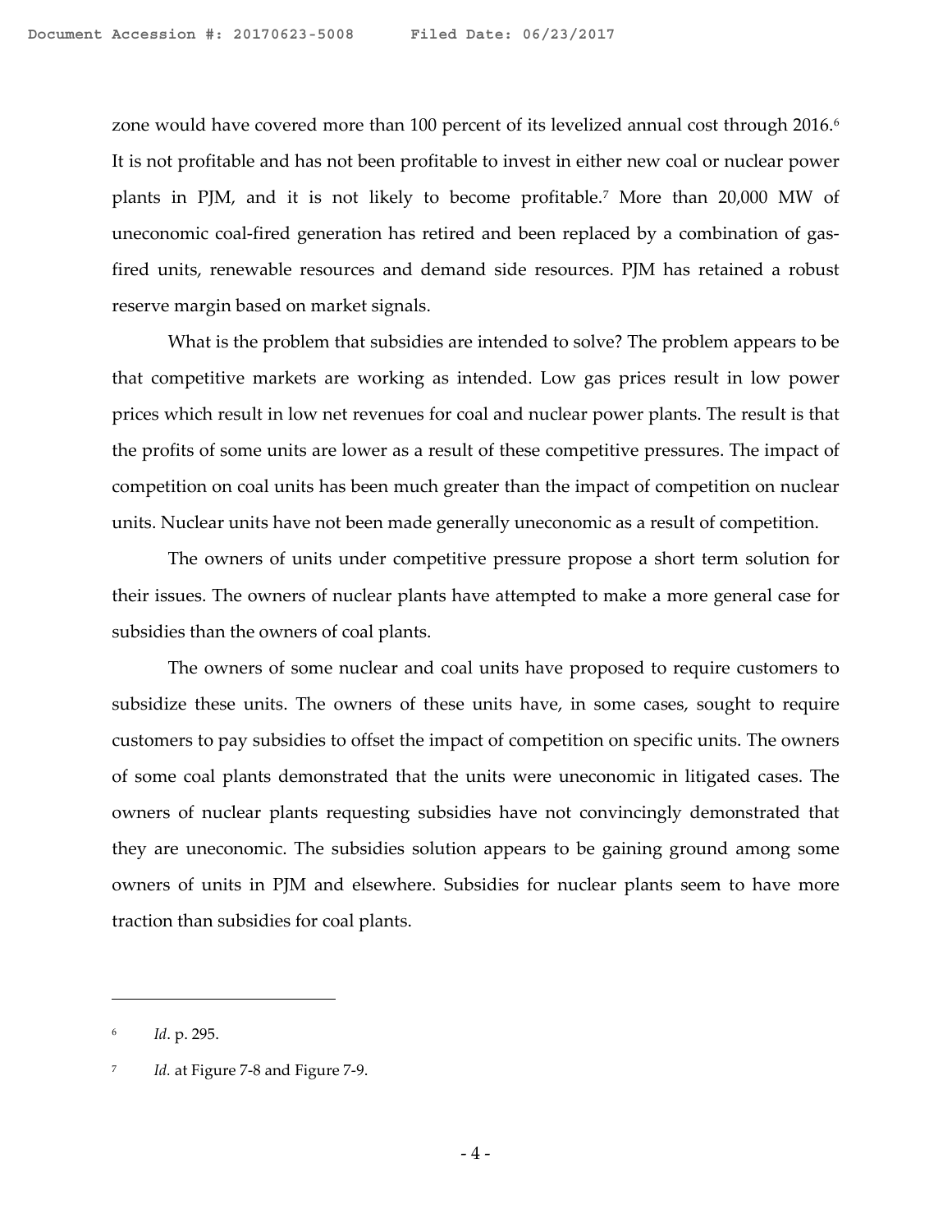zone would have covered more than 100 percent of its levelized annual cost through 2016.[6] It is not profitable and has not been profitable to invest in either new coal or nuclear power plants in PJM, and it is not likely to become profitable.[7] More than 20,000 MW of uneconomic coal-fired generation has retired and been replaced by a combination of gas-fired units, renewable resources and demand side resources. PJM has retained a robust reserve margin based on market signals.

What is the problem that subsidies are intended to solve? The problem appears to be that competitive markets are working as intended. Low gas prices result in low power prices which result in low net revenues for coal and nuclear power plants. The result is that the profits of some units are lower as a result of these competitive pressures. The impact of competition on coal units has been much greater than the impact of competition on nuclear units. Nuclear units have not been made generally uneconomic as a result of competition.

The owners of units under competitive pressure propose a short term solution for their issues. The owners of nuclear plants have attempted to make a more general case for subsidies than the owners of coal plants.

The owners of some nuclear and coal units have proposed to require customers to subsidize these units. The owners of these units have, in some cases, sought to require customers to pay subsidies to offset the impact of competition on specific units. The owners of some coal plants demonstrated that the units were uneconomic in litigated cases. The owners of nuclear plants requesting subsidies have not convincingly demonstrated that they are uneconomic. The subsidies solution appears to be gaining ground among some owners of units in PJM and elsewhere. Subsidies for nuclear plants seem to have more traction than subsidies for coal plants.

---

[6] *Id*. p. 295.

[7] *Id.* at Figure 7-8 and Figure 7-9.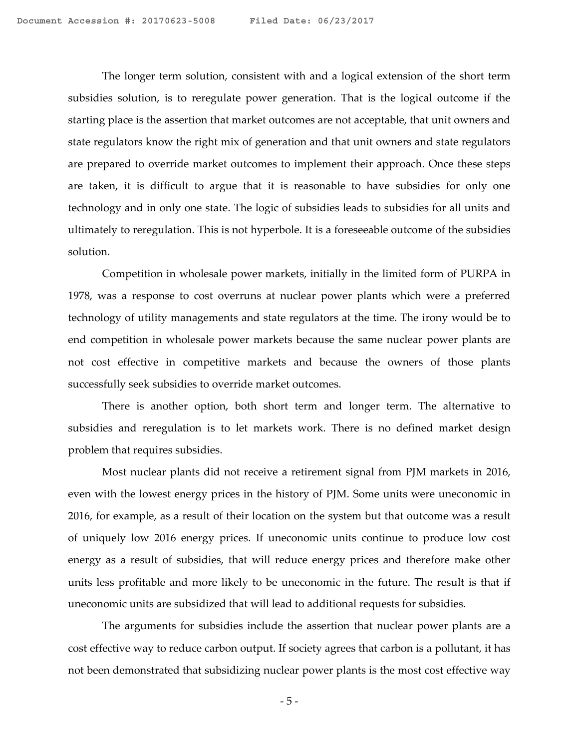The longer term solution, consistent with and a logical extension of the short term subsidies solution, is to reregulate power generation. That is the logical outcome if the starting place is the assertion that market outcomes are not acceptable, that unit owners and state regulators know the right mix of generation and that unit owners and state regulators are prepared to override market outcomes to implement their approach. Once these steps are taken, it is difficult to argue that it is reasonable to have subsidies for only one technology and in only one state. The logic of subsidies leads to subsidies for all units and ultimately to reregulation. This is not hyperbole. It is a foreseeable outcome of the subsidies solution.

Competition in wholesale power markets, initially in the limited form of PURPA in 1978, was a response to cost overruns at nuclear power plants which were a preferred technology of utility managements and state regulators at the time. The irony would be to end competition in wholesale power markets because the same nuclear power plants are not cost effective in competitive markets and because the owners of those plants successfully seek subsidies to override market outcomes.

There is another option, both short term and longer term. The alternative to subsidies and reregulation is to let markets work. There is no defined market design problem that requires subsidies.

Most nuclear plants did not receive a retirement signal from PJM markets in 2016, even with the lowest energy prices in the history of PJM. Some units were uneconomic in 2016, for example, as a result of their location on the system but that outcome was a result of uniquely low 2016 energy prices. If uneconomic units continue to produce low cost energy as a result of subsidies, that will reduce energy prices and therefore make other units less profitable and more likely to be uneconomic in the future. The result is that if uneconomic units are subsidized that will lead to additional requests for subsidies.

The arguments for subsidies include the assertion that nuclear power plants are a cost effective way to reduce carbon output. If society agrees that carbon is a pollutant, it has not been demonstrated that subsidizing nuclear power plants is the most cost effective way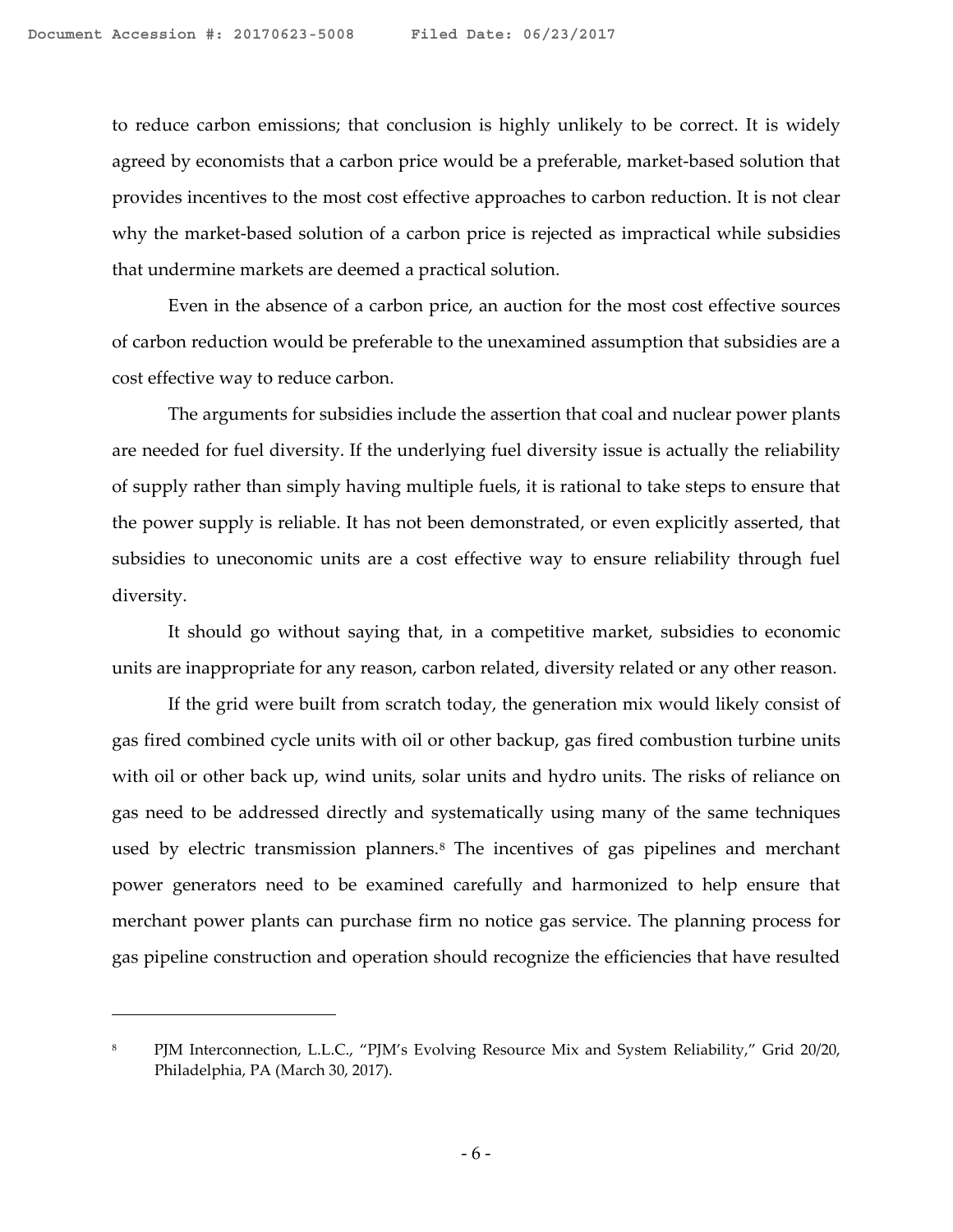to reduce carbon emissions; that conclusion is highly unlikely to be correct. It is widely agreed by economists that a carbon price would be a preferable, market-based solution that provides incentives to the most cost effective approaches to carbon reduction. It is not clear why the market-based solution of a carbon price is rejected as impractical while subsidies that undermine markets are deemed a practical solution.

Even in the absence of a carbon price, an auction for the most cost effective sources of carbon reduction would be preferable to the unexamined assumption that subsidies are a cost effective way to reduce carbon.

The arguments for subsidies include the assertion that coal and nuclear power plants are needed for fuel diversity. If the underlying fuel diversity issue is actually the reliability of supply rather than simply having multiple fuels, it is rational to take steps to ensure that the power supply is reliable. It has not been demonstrated, or even explicitly asserted, that subsidies to uneconomic units are a cost effective way to ensure reliability through fuel diversity.

It should go without saying that, in a competitive market, subsidies to economic units are inappropriate for any reason, carbon related, diversity related or any other reason.

If the grid were built from scratch today, the generation mix would likely consist of gas fired combined cycle units with oil or other backup, gas fired combustion turbine units with oil or other back up, wind units, solar units and hydro units. The risks of reliance on gas need to be addressed directly and systematically using many of the same techniques used by electric transmission planners.[8] The incentives of gas pipelines and merchant power generators need to be examined carefully and harmonized to help ensure that merchant power plants can purchase firm no notice gas service. The planning process for gas pipeline construction and operation should recognize the efficiencies that have resulted

---

[8] PJM Interconnection, L.L.C., "PJM's Evolving Resource Mix and System Reliability," Grid 20/20, Philadelphia, PA (March 30, 2017).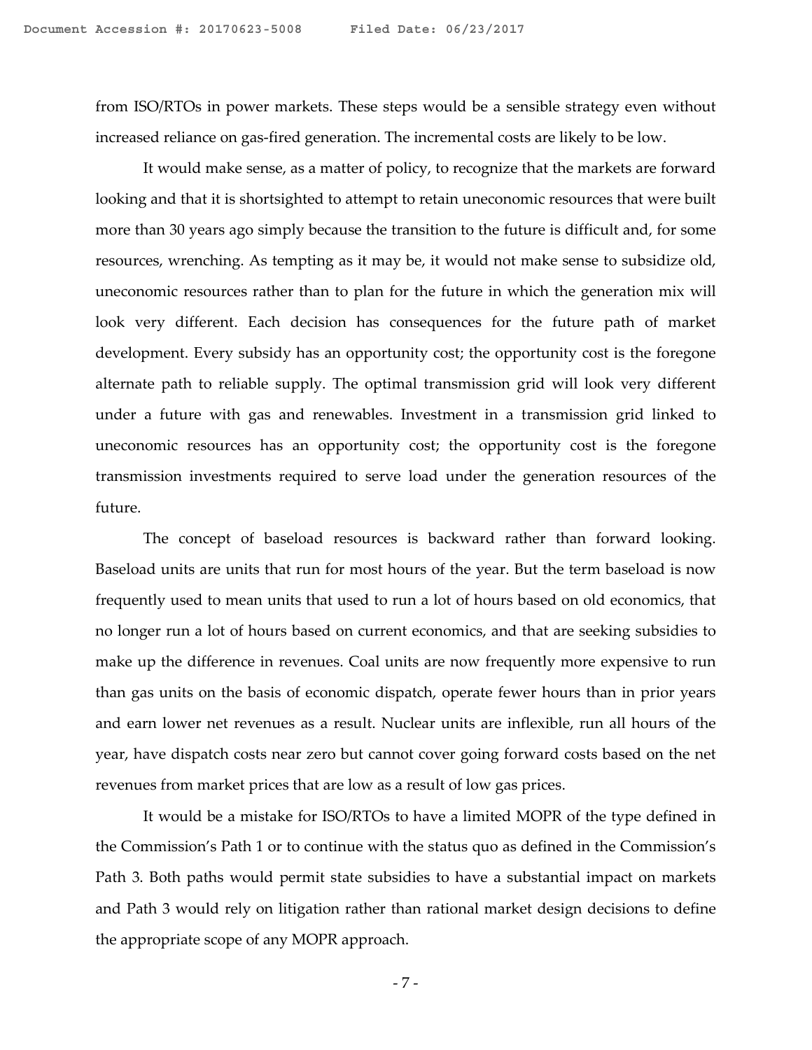from ISO/RTOs in power markets. These steps would be a sensible strategy even without increased reliance on gas-fired generation. The incremental costs are likely to be low.

It would make sense, as a matter of policy, to recognize that the markets are forward looking and that it is shortsighted to attempt to retain uneconomic resources that were built more than 30 years ago simply because the transition to the future is difficult and, for some resources, wrenching. As tempting as it may be, it would not make sense to subsidize old, uneconomic resources rather than to plan for the future in which the generation mix will look very different. Each decision has consequences for the future path of market development. Every subsidy has an opportunity cost; the opportunity cost is the foregone alternate path to reliable supply. The optimal transmission grid will look very different under a future with gas and renewables. Investment in a transmission grid linked to uneconomic resources has an opportunity cost; the opportunity cost is the foregone transmission investments required to serve load under the generation resources of the future.

The concept of baseload resources is backward rather than forward looking. Baseload units are units that run for most hours of the year. But the term baseload is now frequently used to mean units that used to run a lot of hours based on old economics, that no longer run a lot of hours based on current economics, and that are seeking subsidies to make up the difference in revenues. Coal units are now frequently more expensive to run than gas units on the basis of economic dispatch, operate fewer hours than in prior years and earn lower net revenues as a result. Nuclear units are inflexible, run all hours of the year, have dispatch costs near zero but cannot cover going forward costs based on the net revenues from market prices that are low as a result of low gas prices.

It would be a mistake for ISO/RTOs to have a limited MOPR of the type defined in the Commission's Path 1 or to continue with the status quo as defined in the Commission's Path 3. Both paths would permit state subsidies to have a substantial impact on markets and Path 3 would rely on litigation rather than rational market design decisions to define the appropriate scope of any MOPR approach.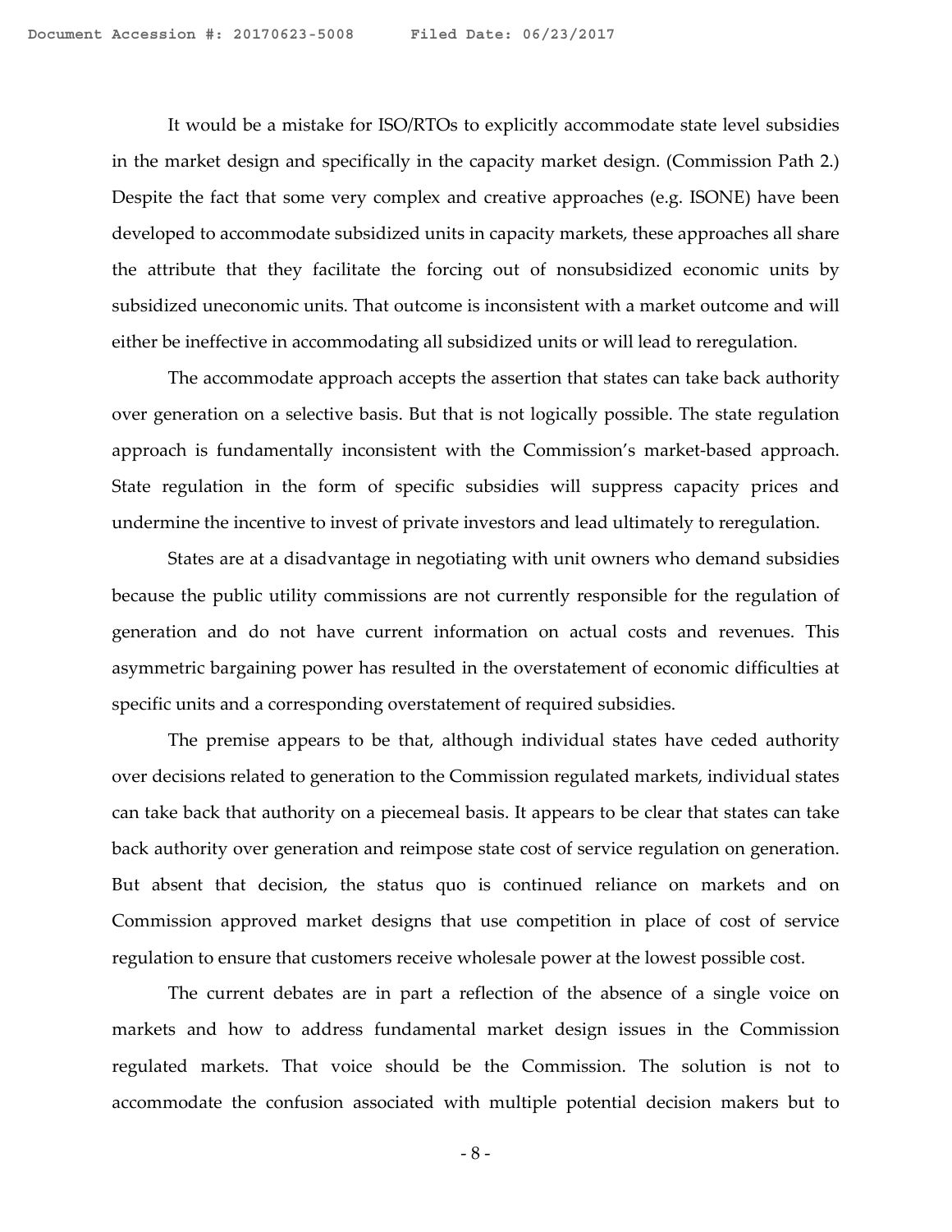It would be a mistake for ISO/RTOs to explicitly accommodate state level subsidies in the market design and specifically in the capacity market design. (Commission Path 2.) Despite the fact that some very complex and creative approaches (e.g. ISONE) have been developed to accommodate subsidized units in capacity markets, these approaches all share the attribute that they facilitate the forcing out of nonsubsidized economic units by subsidized uneconomic units. That outcome is inconsistent with a market outcome and will either be ineffective in accommodating all subsidized units or will lead to reregulation.

The accommodate approach accepts the assertion that states can take back authority over generation on a selective basis. But that is not logically possible. The state regulation approach is fundamentally inconsistent with the Commission's market-based approach. State regulation in the form of specific subsidies will suppress capacity prices and undermine the incentive to invest of private investors and lead ultimately to reregulation.

States are at a disadvantage in negotiating with unit owners who demand subsidies because the public utility commissions are not currently responsible for the regulation of generation and do not have current information on actual costs and revenues. This asymmetric bargaining power has resulted in the overstatement of economic difficulties at specific units and a corresponding overstatement of required subsidies.

The premise appears to be that, although individual states have ceded authority over decisions related to generation to the Commission regulated markets, individual states can take back that authority on a piecemeal basis. It appears to be clear that states can take back authority over generation and reimpose state cost of service regulation on generation. But absent that decision, the status quo is continued reliance on markets and on Commission approved market designs that use competition in place of cost of service regulation to ensure that customers receive wholesale power at the lowest possible cost.

The current debates are in part a reflection of the absence of a single voice on markets and how to address fundamental market design issues in the Commission regulated markets. That voice should be the Commission. The solution is not to accommodate the confusion associated with multiple potential decision makers but to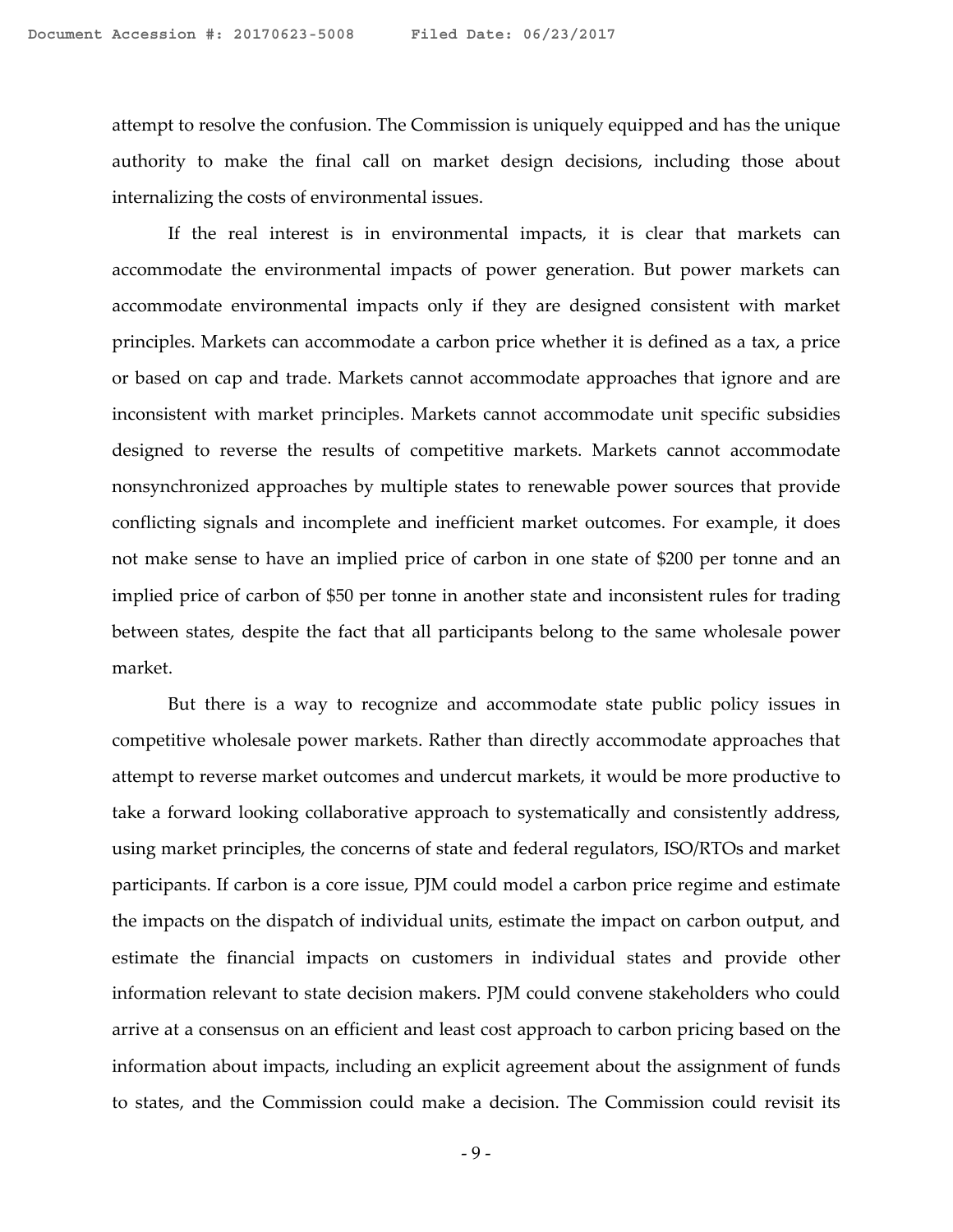attempt to resolve the confusion. The Commission is uniquely equipped and has the unique authority to make the final call on market design decisions, including those about internalizing the costs of environmental issues.

If the real interest is in environmental impacts, it is clear that markets can accommodate the environmental impacts of power generation. But power markets can accommodate environmental impacts only if they are designed consistent with market principles. Markets can accommodate a carbon price whether it is defined as a tax, a price or based on cap and trade. Markets cannot accommodate approaches that ignore and are inconsistent with market principles. Markets cannot accommodate unit specific subsidies designed to reverse the results of competitive markets. Markets cannot accommodate nonsynchronized approaches by multiple states to renewable power sources that provide conflicting signals and incomplete and inefficient market outcomes. For example, it does not make sense to have an implied price of carbon in one state of $200 per tonne and an implied price of carbon of $50 per tonne in another state and inconsistent rules for trading between states, despite the fact that all participants belong to the same wholesale power market.

But there is a way to recognize and accommodate state public policy issues in competitive wholesale power markets. Rather than directly accommodate approaches that attempt to reverse market outcomes and undercut markets, it would be more productive to take a forward looking collaborative approach to systematically and consistently address, using market principles, the concerns of state and federal regulators, ISO/RTOs and market participants. If carbon is a core issue, PJM could model a carbon price regime and estimate the impacts on the dispatch of individual units, estimate the impact on carbon output, and estimate the financial impacts on customers in individual states and provide other information relevant to state decision makers. PJM could convene stakeholders who could arrive at a consensus on an efficient and least cost approach to carbon pricing based on the information about impacts, including an explicit agreement about the assignment of funds to states, and the Commission could make a decision. The Commission could revisit its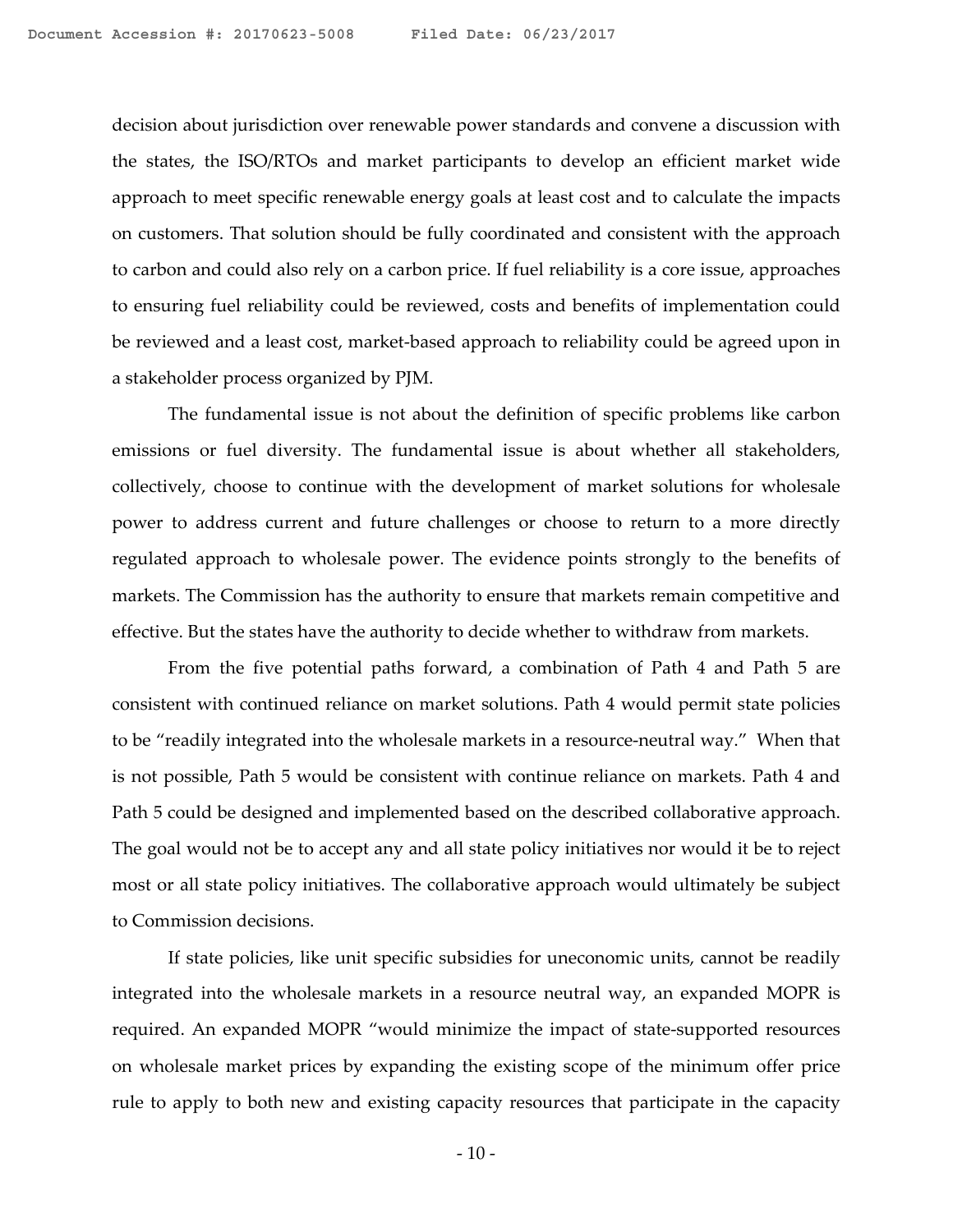decision about jurisdiction over renewable power standards and convene a discussion with the states, the ISO/RTOs and market participants to develop an efficient market wide approach to meet specific renewable energy goals at least cost and to calculate the impacts on customers. That solution should be fully coordinated and consistent with the approach to carbon and could also rely on a carbon price. If fuel reliability is a core issue, approaches to ensuring fuel reliability could be reviewed, costs and benefits of implementation could be reviewed and a least cost, market-based approach to reliability could be agreed upon in a stakeholder process organized by PJM.

The fundamental issue is not about the definition of specific problems like carbon emissions or fuel diversity. The fundamental issue is about whether all stakeholders, collectively, choose to continue with the development of market solutions for wholesale power to address current and future challenges or choose to return to a more directly regulated approach to wholesale power. The evidence points strongly to the benefits of markets. The Commission has the authority to ensure that markets remain competitive and effective. But the states have the authority to decide whether to withdraw from markets.

From the five potential paths forward, a combination of Path 4 and Path 5 are consistent with continued reliance on market solutions. Path 4 would permit state policies to be "readily integrated into the wholesale markets in a resource-neutral way." When that is not possible, Path 5 would be consistent with continue reliance on markets. Path 4 and Path 5 could be designed and implemented based on the described collaborative approach. The goal would not be to accept any and all state policy initiatives nor would it be to reject most or all state policy initiatives. The collaborative approach would ultimately be subject to Commission decisions.

If state policies, like unit specific subsidies for uneconomic units, cannot be readily integrated into the wholesale markets in a resource neutral way, an expanded MOPR is required. An expanded MOPR "would minimize the impact of state-supported resources on wholesale market prices by expanding the existing scope of the minimum offer price rule to apply to both new and existing capacity resources that participate in the capacity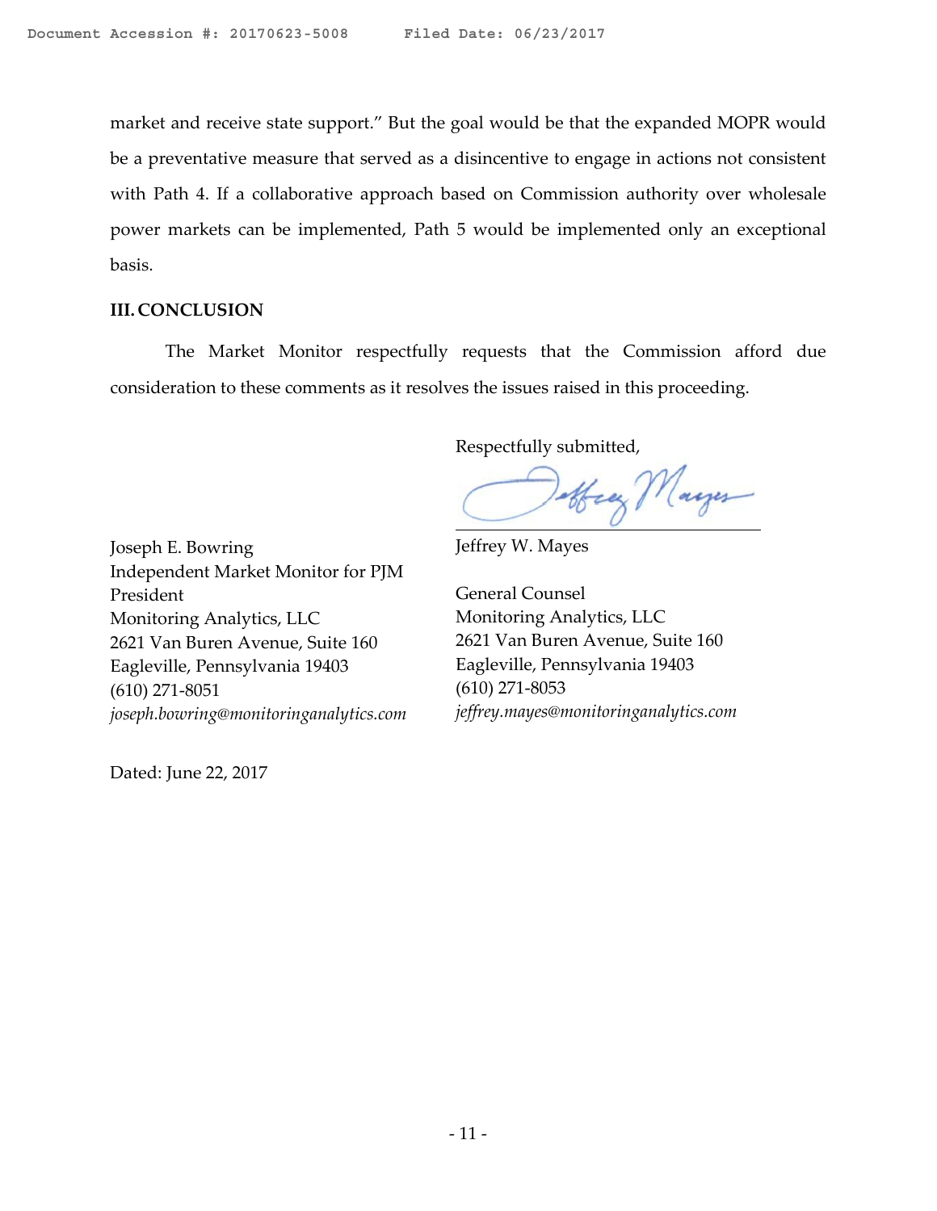market and receive state support." But the goal would be that the expanded MOPR would be a preventative measure that served as a disincentive to engage in actions not consistent with Path 4. If a collaborative approach based on Commission authority over wholesale power markets can be implemented, Path 5 would be implemented only an exceptional basis.

## III. CONCLUSION

The Market Monitor respectfully requests that the Commission afford due consideration to these comments as it resolves the issues raised in this proceeding.

Respectfully submitted,

Jeffrey W. Mayes

General Counsel
Monitoring Analytics, LLC
2621 Van Buren Avenue, Suite 160
Eagleville, Pennsylvania 19403
(610) 271-8053
*jeffrey.mayes@monitoringanalytics.com*

Joseph E. Bowring
Independent Market Monitor for PJM
President
Monitoring Analytics, LLC
2621 Van Buren Avenue, Suite 160
Eagleville, Pennsylvania 19403
(610) 271-8051
*joseph.bowring@monitoringanalytics.com*

Dated: June 22, 2017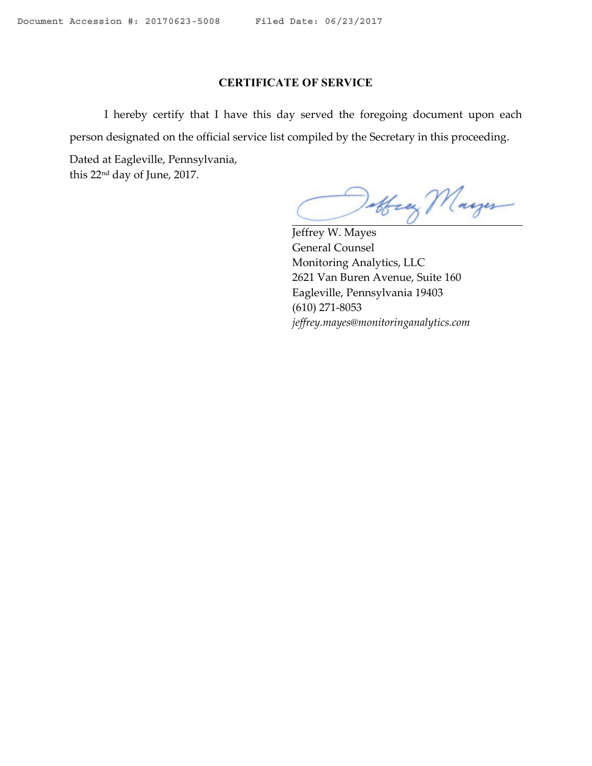## CERTIFICATE OF SERVICE

I hereby certify that I have this day served the foregoing document upon each person designated on the official service list compiled by the Secretary in this proceeding.

Dated at Eagleville, Pennsylvania,
this 22nd day of June, 2017.

Jeffrey W. Mayes
General Counsel
Monitoring Analytics, LLC
2621 Van Buren Avenue, Suite 160
Eagleville, Pennsylvania 19403
(610) 271-8053
*jeffrey.mayes@monitoringanalytics.com*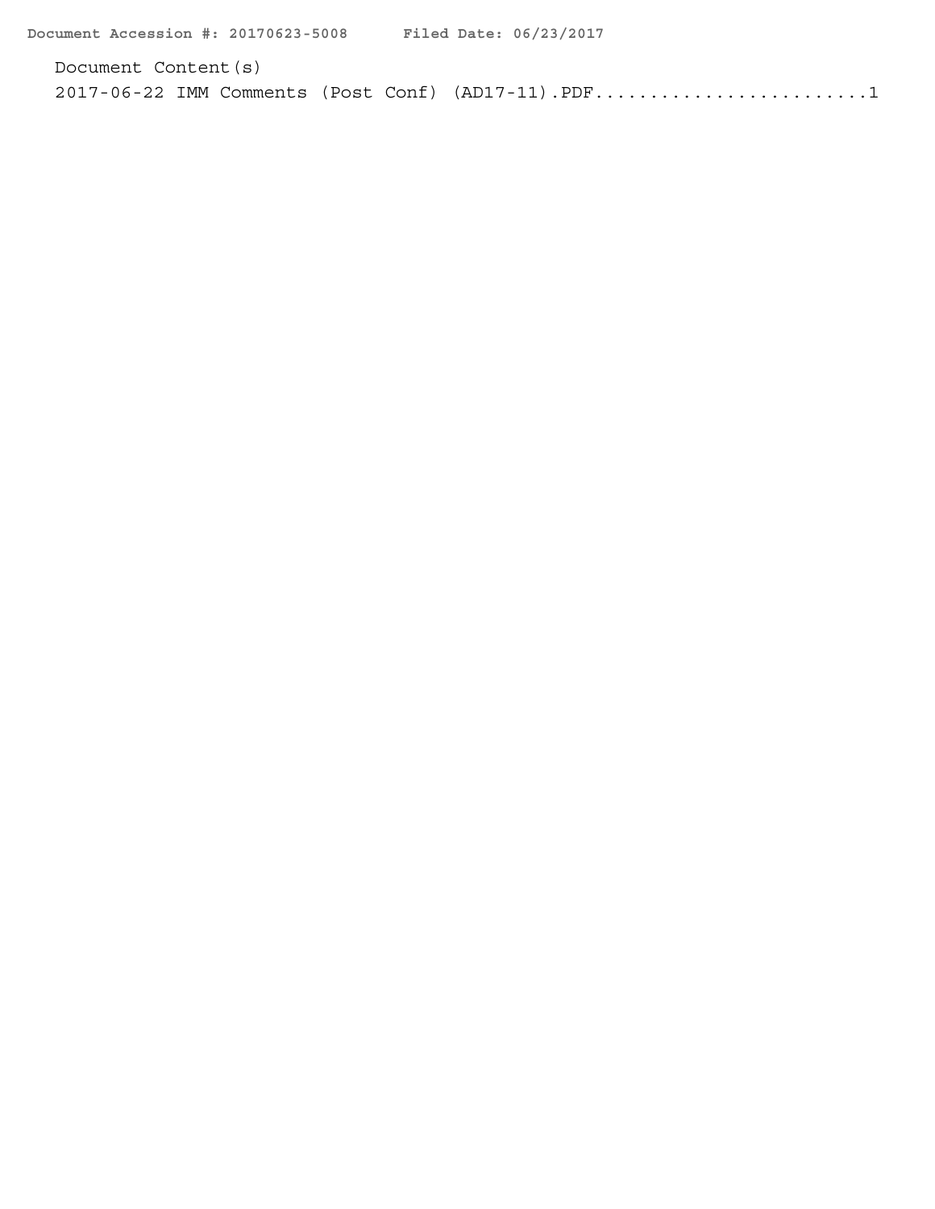Document Accession #: 20170623-5008      Filed Date: 06/23/2017

Document Content(s)

2017-06-22 IMM Comments (Post Conf) (AD17-11).PDF.........................1